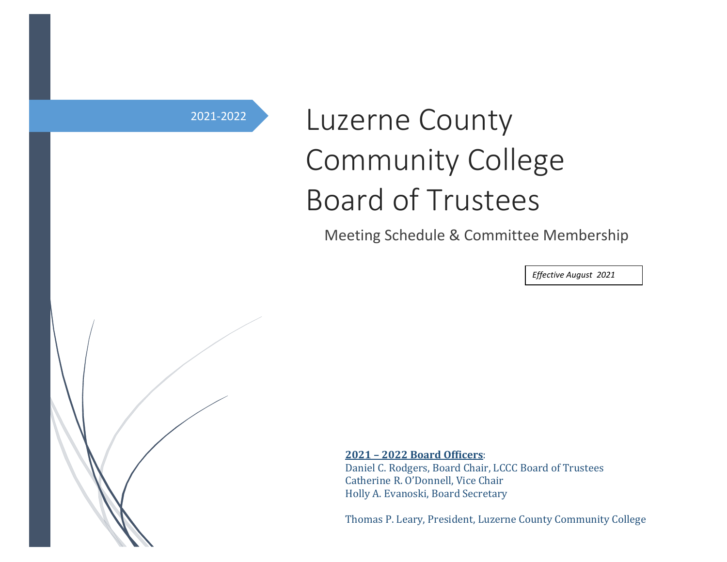2021-2022

# Luzerne County Community College Board of Trustees

## Meeting Schedule & Committee Membership

*Effective August 2021*

**2021 – 2022 Board Officers**:
Daniel C. Rodgers, Board Chair, LCCC Board of Trustees
Catherine R. O'Donnell, Vice Chair
Holly A. Evanoski, Board Secretary

Thomas P. Leary, President, Luzerne County Community College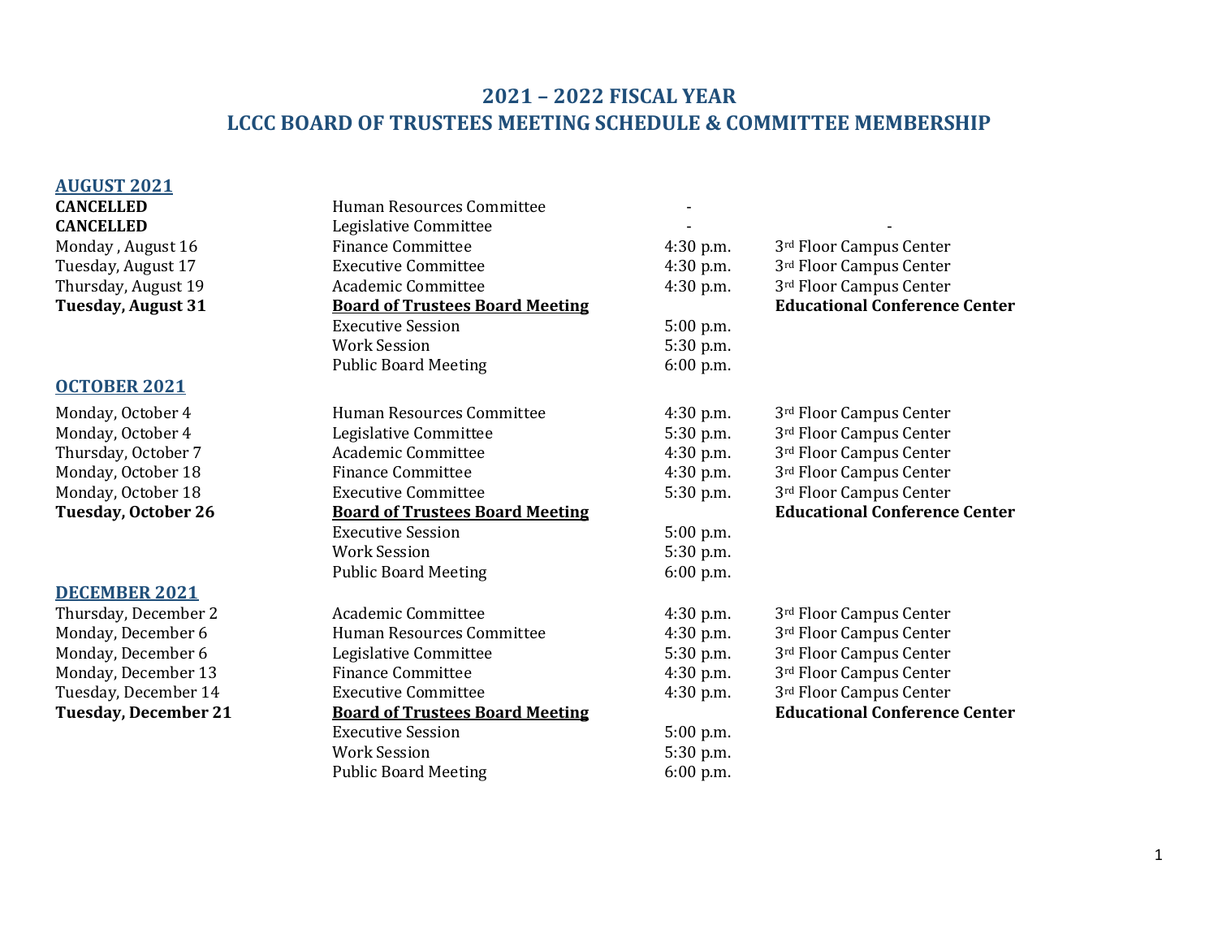# 2021 – 2022 FISCAL YEAR
# LCCC BOARD OF TRUSTEES MEETING SCHEDULE & COMMITTEE MEMBERSHIP

## AUGUST 2021

| | | | |
|---|---|---|---|
| **CANCELLED** | Human Resources Committee | - | |
| **CANCELLED** | Legislative Committee | - | - |
| Monday , August 16 | Finance Committee | 4:30 p.m. | 3rd Floor Campus Center |
| Tuesday, August 17 | Executive Committee | 4:30 p.m. | 3rd Floor Campus Center |
| Thursday, August 19 | Academic Committee | 4:30 p.m. | 3rd Floor Campus Center |
| **Tuesday, August 31** | **Board of Trustees Board Meeting** | | **Educational Conference Center** |
| | Executive Session | 5:00 p.m. | |
| | Work Session | 5:30 p.m. | |
| | Public Board Meeting | 6:00 p.m. | |

## OCTOBER 2021

| | | | |
|---|---|---|---|
| Monday, October 4 | Human Resources Committee | 4:30 p.m. | 3rd Floor Campus Center |
| Monday, October 4 | Legislative Committee | 5:30 p.m. | 3rd Floor Campus Center |
| Thursday, October 7 | Academic Committee | 4:30 p.m. | 3rd Floor Campus Center |
| Monday, October 18 | Finance Committee | 4:30 p.m. | 3rd Floor Campus Center |
| Monday, October 18 | Executive Committee | 5:30 p.m. | 3rd Floor Campus Center |
| **Tuesday, October 26** | **Board of Trustees Board Meeting** | | **Educational Conference Center** |
| | Executive Session | 5:00 p.m. | |
| | Work Session | 5:30 p.m. | |
| | Public Board Meeting | 6:00 p.m. | |

## DECEMBER 2021

| | | | |
|---|---|---|---|
| Thursday, December 2 | Academic Committee | 4:30 p.m. | 3rd Floor Campus Center |
| Monday, December 6 | Human Resources Committee | 4:30 p.m. | 3rd Floor Campus Center |
| Monday, December 6 | Legislative Committee | 5:30 p.m. | 3rd Floor Campus Center |
| Monday, December 13 | Finance Committee | 4:30 p.m. | 3rd Floor Campus Center |
| Tuesday, December 14 | Executive Committee | 4:30 p.m. | 3rd Floor Campus Center |
| **Tuesday, December 21** | **Board of Trustees Board Meeting** | | **Educational Conference Center** |
| | Executive Session | 5:00 p.m. | |
| | Work Session | 5:30 p.m. | |
| | Public Board Meeting | 6:00 p.m. | |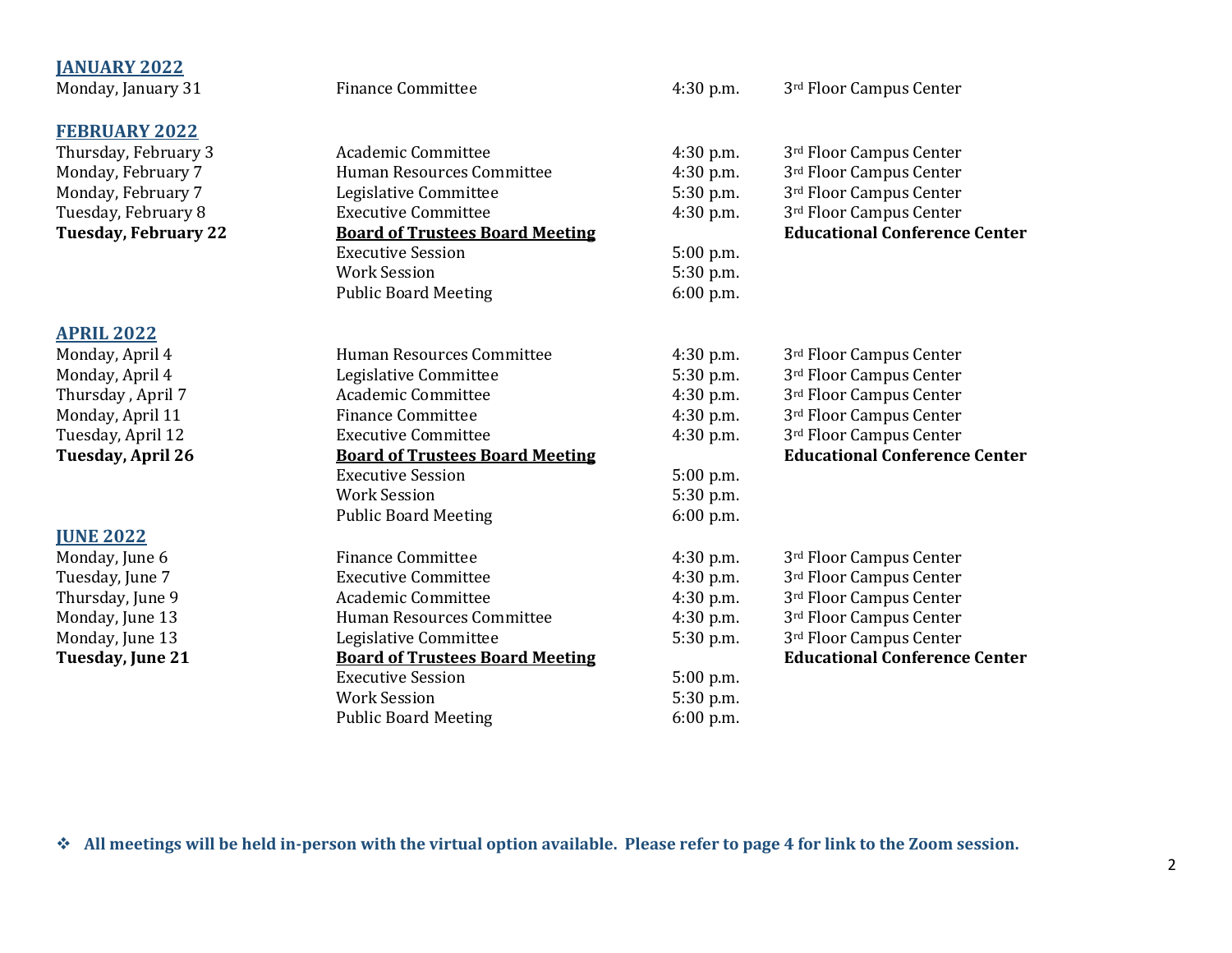## JANUARY 2022

| | | | |
|---|---|---|---|
| Monday, January 31 | Finance Committee | 4:30 p.m. | 3rd Floor Campus Center |

## FEBRUARY 2022

| | | | |
|---|---|---|---|
| Thursday, February 3 | Academic Committee | 4:30 p.m. | 3rd Floor Campus Center |
| Monday, February 7 | Human Resources Committee | 4:30 p.m. | 3rd Floor Campus Center |
| Monday, February 7 | Legislative Committee | 5:30 p.m. | 3rd Floor Campus Center |
| Tuesday, February 8 | Executive Committee | 4:30 p.m. | 3rd Floor Campus Center |
| **Tuesday, February 22** | **Board of Trustees Board Meeting** | | **Educational Conference Center** |
| | Executive Session | 5:00 p.m. | |
| | Work Session | 5:30 p.m. | |
| | Public Board Meeting | 6:00 p.m. | |

## APRIL 2022

| | | | |
|---|---|---|---|
| Monday, April 4 | Human Resources Committee | 4:30 p.m. | 3rd Floor Campus Center |
| Monday, April 4 | Legislative Committee | 5:30 p.m. | 3rd Floor Campus Center |
| Thursday , April 7 | Academic Committee | 4:30 p.m. | 3rd Floor Campus Center |
| Monday, April 11 | Finance Committee | 4:30 p.m. | 3rd Floor Campus Center |
| Tuesday, April 12 | Executive Committee | 4:30 p.m. | 3rd Floor Campus Center |
| **Tuesday, April 26** | **Board of Trustees Board Meeting** | | **Educational Conference Center** |
| | Executive Session | 5:00 p.m. | |
| | Work Session | 5:30 p.m. | |
| | Public Board Meeting | 6:00 p.m. | |

## JUNE 2022

| | | | |
|---|---|---|---|
| Monday, June 6 | Finance Committee | 4:30 p.m. | 3rd Floor Campus Center |
| Tuesday, June 7 | Executive Committee | 4:30 p.m. | 3rd Floor Campus Center |
| Thursday, June 9 | Academic Committee | 4:30 p.m. | 3rd Floor Campus Center |
| Monday, June 13 | Human Resources Committee | 4:30 p.m. | 3rd Floor Campus Center |
| Monday, June 13 | Legislative Committee | 5:30 p.m. | 3rd Floor Campus Center |
| **Tuesday, June 21** | **Board of Trustees Board Meeting** | | **Educational Conference Center** |
| | Executive Session | 5:00 p.m. | |
| | Work Session | 5:30 p.m. | |
| | Public Board Meeting | 6:00 p.m. | |

- **All meetings will be held in-person with the virtual option available. Please refer to page 4 for link to the Zoom session.**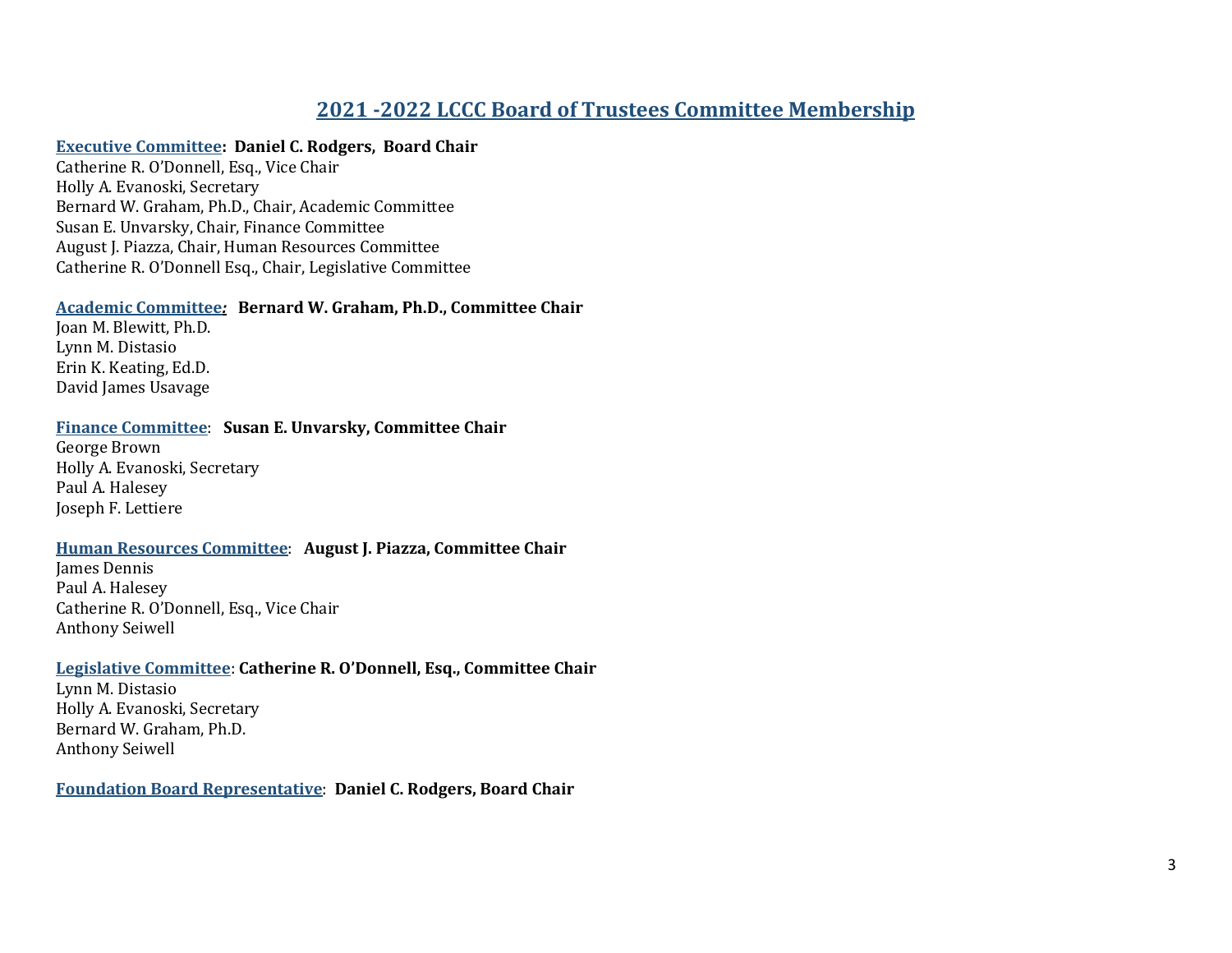## 2021 -2022 LCCC Board of Trustees Committee Membership

**Executive Committee: Daniel C. Rodgers, Board Chair**
Catherine R. O'Donnell, Esq., Vice Chair
Holly A. Evanoski, Secretary
Bernard W. Graham, Ph.D., Chair, Academic Committee
Susan E. Unvarsky, Chair, Finance Committee
August J. Piazza, Chair, Human Resources Committee
Catherine R. O'Donnell Esq., Chair, Legislative Committee

**Academic Committee*:* Bernard W. Graham, Ph.D., Committee Chair**
Joan M. Blewitt, Ph.D.
Lynn M. Distasio
Erin K. Keating, Ed.D.
David James Usavage

**Finance Committee**: **Susan E. Unvarsky, Committee Chair**
George Brown
Holly A. Evanoski, Secretary
Paul A. Halesey
Joseph F. Lettiere

**Human Resources Committee**: **August J. Piazza, Committee Chair**
James Dennis
Paul A. Halesey
Catherine R. O'Donnell, Esq., Vice Chair
Anthony Seiwell

**Legislative Committee**: **Catherine R. O'Donnell, Esq., Committee Chair**
Lynn M. Distasio
Holly A. Evanoski, Secretary
Bernard W. Graham, Ph.D.
Anthony Seiwell

**Foundation Board Representative**: **Daniel C. Rodgers, Board Chair**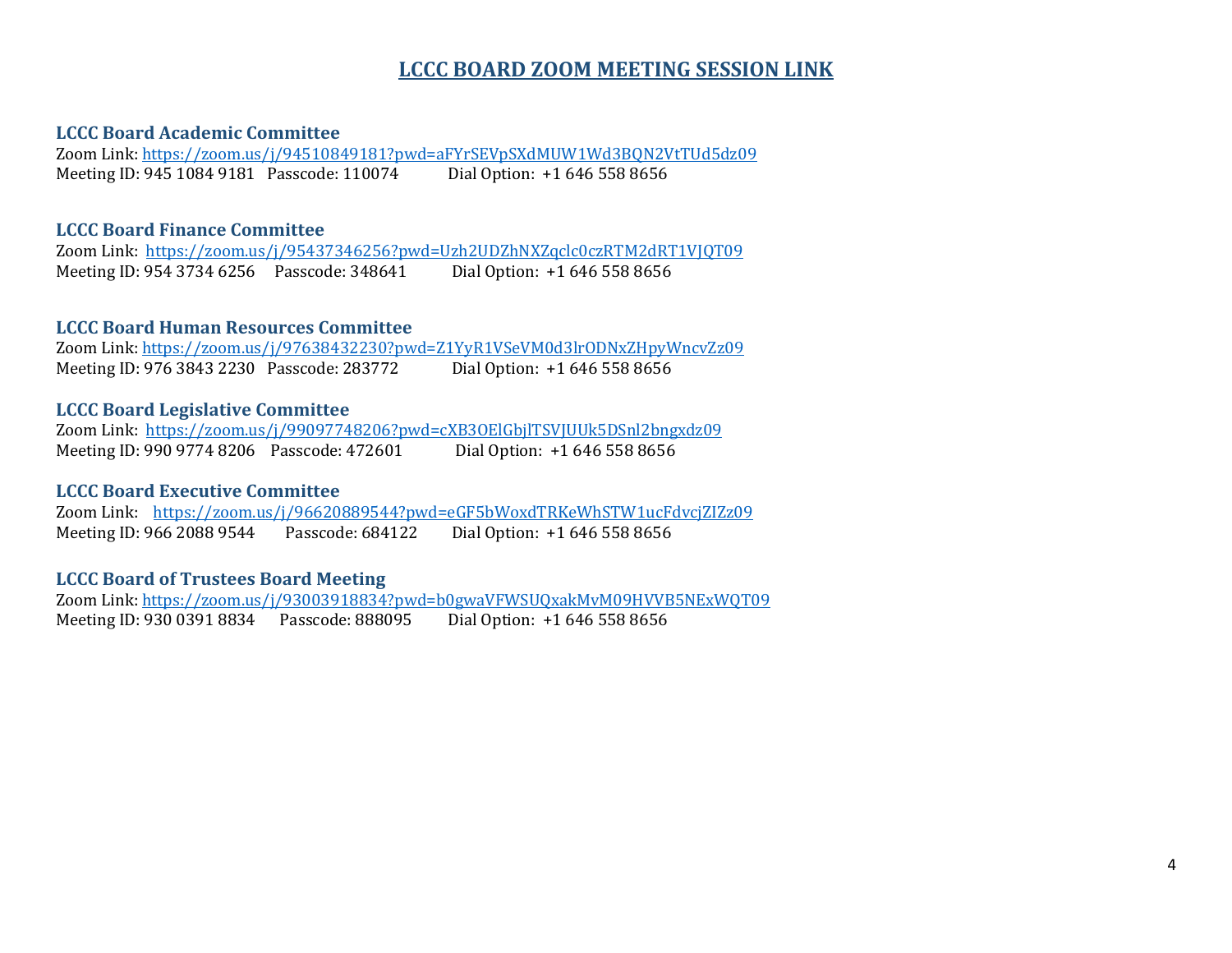# LCCC BOARD ZOOM MEETING SESSION LINK

### LCCC Board Academic Committee

Zoom Link: https://zoom.us/j/94510849181?pwd=aFYrSEVpSXdMUW1Wd3BQN2VtTUd5dz09
Meeting ID: 945 1084 9181 Passcode: 110074 Dial Option: +1 646 558 8656

### LCCC Board Finance Committee

Zoom Link: https://zoom.us/j/95437346256?pwd=Uzh2UDZhNXZqclc0czRTM2dRT1VJQT09
Meeting ID: 954 3734 6256 Passcode: 348641 Dial Option: +1 646 558 8656

### LCCC Board Human Resources Committee

Zoom Link: https://zoom.us/j/97638432230?pwd=Z1YyR1VSeVM0d3lrODNxZHpyWncvZz09
Meeting ID: 976 3843 2230 Passcode: 283772 Dial Option: +1 646 558 8656

### LCCC Board Legislative Committee

Zoom Link: https://zoom.us/j/99097748206?pwd=cXB3OElGbjlTSVJUUk5DSnl2bngxdz09
Meeting ID: 990 9774 8206 Passcode: 472601 Dial Option: +1 646 558 8656

### LCCC Board Executive Committee

Zoom Link: https://zoom.us/j/96620889544?pwd=eGF5bWoxdTRKeWhSTW1ucFdvcjZIZz09
Meeting ID: 966 2088 9544 Passcode: 684122 Dial Option: +1 646 558 8656

### LCCC Board of Trustees Board Meeting

Zoom Link: https://zoom.us/j/93003918834?pwd=b0gwaVFWSUQxakMvM09HVVB5NExWQT09
Meeting ID: 930 0391 8834 Passcode: 888095 Dial Option: +1 646 558 8656